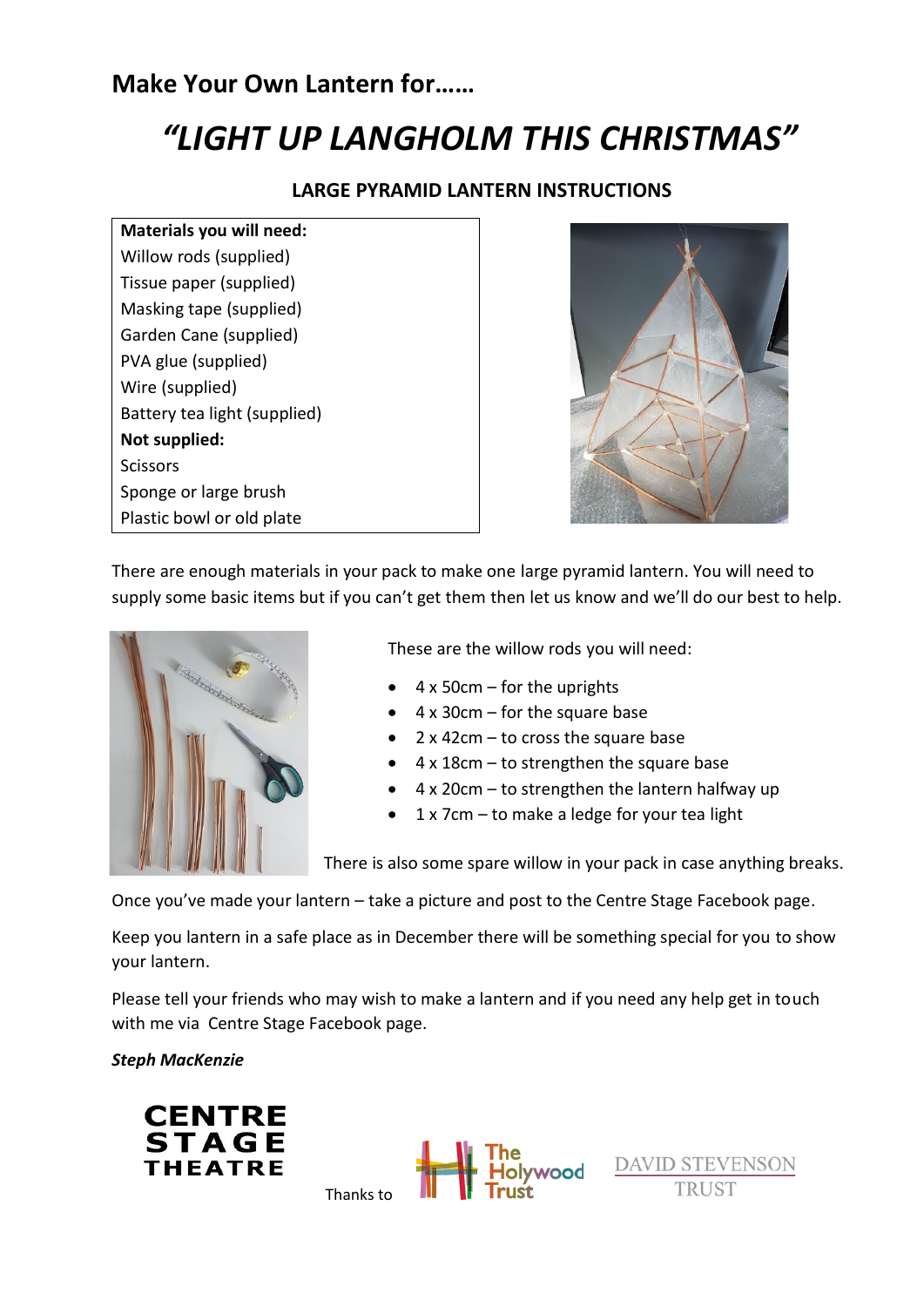## Make Your Own Lantern for……

# "LIGHT UP LANGHOLM THIS CHRISTMAS"

### LARGE PYRAMID LANTERN INSTRUCTIONS

**Materials you will need:**
Willow rods (supplied)
Tissue paper (supplied)
Masking tape (supplied)
Garden Cane (supplied)
PVA glue (supplied)
Wire (supplied)
Battery tea light (supplied)
**Not supplied:**
Scissors
Sponge or large brush
Plastic bowl or old plate

There are enough materials in your pack to make one large pyramid lantern. You will need to supply some basic items but if you can't get them then let us know and we'll do our best to help.

These are the willow rods you will need:

- 4 x 50cm – for the uprights
- 4 x 30cm – for the square base
- 2 x 42cm – to cross the square base
- 4 x 18cm – to strengthen the square base
- 4 x 20cm – to strengthen the lantern halfway up
- 1 x 7cm – to make a ledge for your tea light

There is also some spare willow in your pack in case anything breaks.

Once you've made your lantern – take a picture and post to the Centre Stage Facebook page.

Keep you lantern in a safe place as in December there will be something special for you to show your lantern.

Please tell your friends who may wish to make a lantern and if you need any help get in touch with me via Centre Stage Facebook page.

*Steph MacKenzie*

CENTRE STAGE THEATRE

Thanks to The Holywood Trust, DAVID STEVENSON TRUST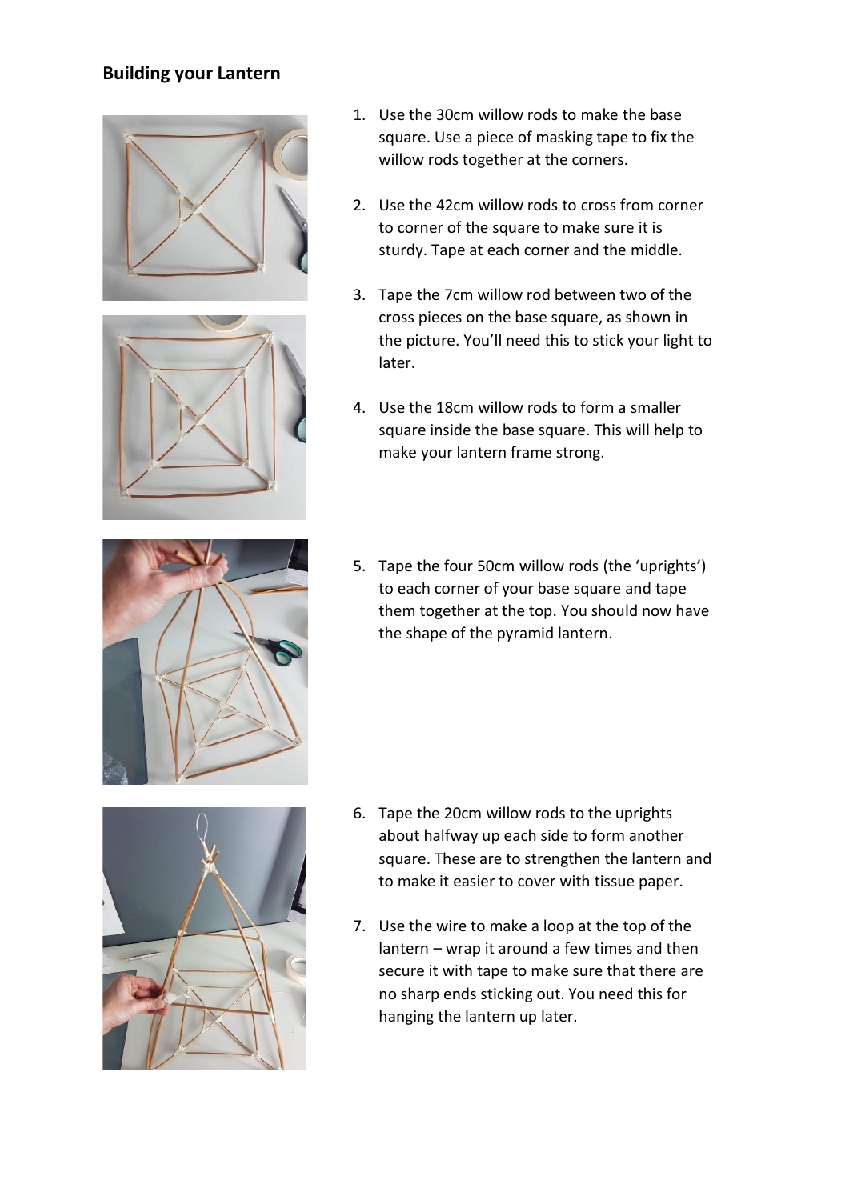## Building your Lantern

1. Use the 30cm willow rods to make the base square. Use a piece of masking tape to fix the willow rods together at the corners.

2. Use the 42cm willow rods to cross from corner to corner of the square to make sure it is sturdy. Tape at each corner and the middle.

3. Tape the 7cm willow rod between two of the cross pieces on the base square, as shown in the picture. You'll need this to stick your light to later.

4. Use the 18cm willow rods to form a smaller square inside the base square. This will help to make your lantern frame strong.

5. Tape the four 50cm willow rods (the 'uprights') to each corner of your base square and tape them together at the top. You should now have the shape of the pyramid lantern.

6. Tape the 20cm willow rods to the uprights about halfway up each side to form another square. These are to strengthen the lantern and to make it easier to cover with tissue paper.

7. Use the wire to make a loop at the top of the lantern – wrap it around a few times and then secure it with tape to make sure that there are no sharp ends sticking out. You need this for hanging the lantern up later.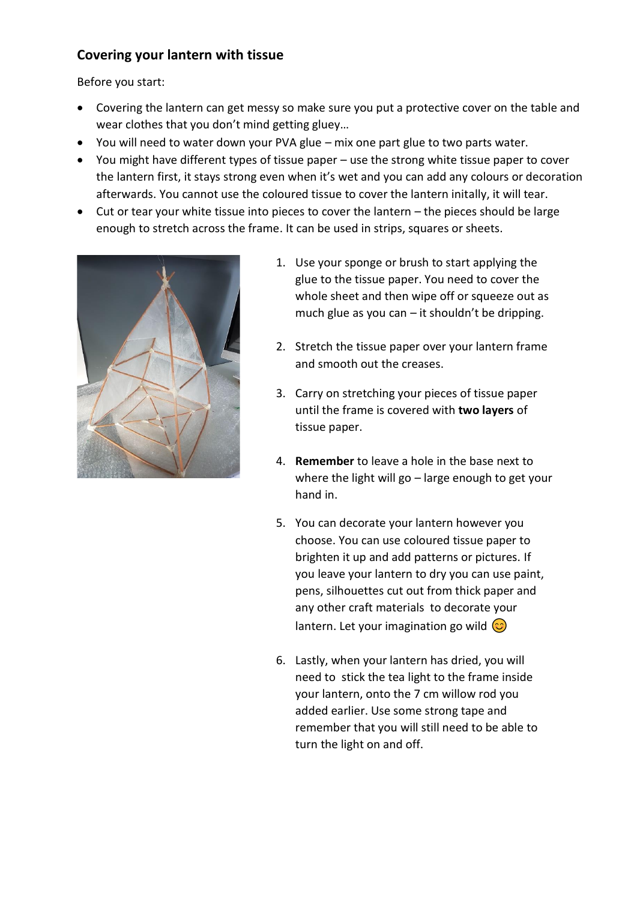## Covering your lantern with tissue

Before you start:

- Covering the lantern can get messy so make sure you put a protective cover on the table and wear clothes that you don't mind getting gluey…
- You will need to water down your PVA glue – mix one part glue to two parts water.
- You might have different types of tissue paper – use the strong white tissue paper to cover the lantern first, it stays strong even when it's wet and you can add any colours or decoration afterwards. You cannot use the coloured tissue to cover the lantern initally, it will tear.
- Cut or tear your white tissue into pieces to cover the lantern – the pieces should be large enough to stretch across the frame. It can be used in strips, squares or sheets.

1. Use your sponge or brush to start applying the glue to the tissue paper. You need to cover the whole sheet and then wipe off or squeeze out as much glue as you can – it shouldn't be dripping.

2. Stretch the tissue paper over your lantern frame and smooth out the creases.

3. Carry on stretching your pieces of tissue paper until the frame is covered with **two layers** of tissue paper.

4. **Remember** to leave a hole in the base next to where the light will go – large enough to get your hand in.

5. You can decorate your lantern however you choose. You can use coloured tissue paper to brighten it up and add patterns or pictures. If you leave your lantern to dry you can use paint, pens, silhouettes cut out from thick paper and any other craft materials to decorate your lantern. Let your imagination go wild 😊

6. Lastly, when your lantern has dried, you will need to stick the tea light to the frame inside your lantern, onto the 7 cm willow rod you added earlier. Use some strong tape and remember that you will still need to be able to turn the light on and off.